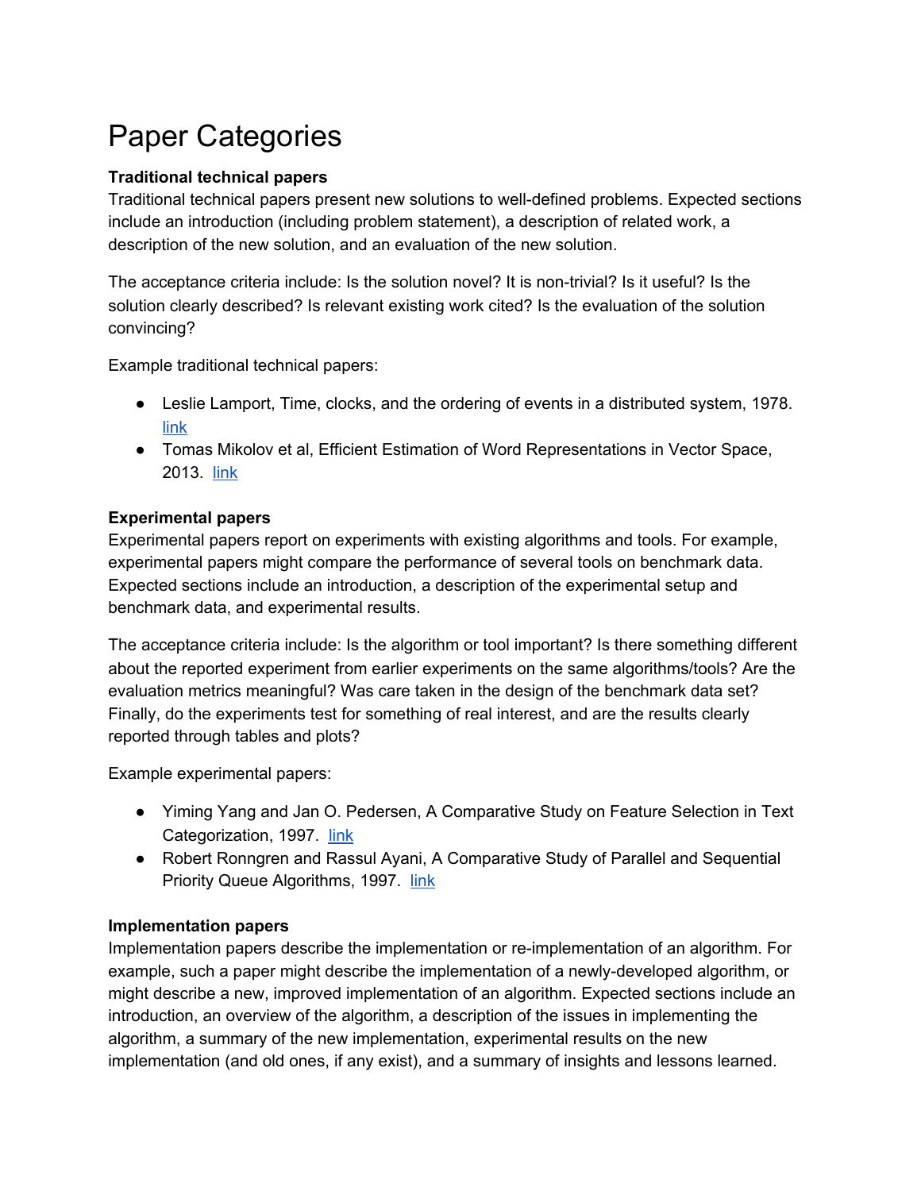# Paper Categories

**Traditional technical papers**

Traditional technical papers present new solutions to well-defined problems. Expected sections include an introduction (including problem statement), a description of related work, a description of the new solution, and an evaluation of the new solution.

The acceptance criteria include: Is the solution novel? It is non-trivial? Is it useful? Is the solution clearly described? Is relevant existing work cited? Is the evaluation of the solution convincing?

Example traditional technical papers:

- Leslie Lamport, Time, clocks, and the ordering of events in a distributed system, 1978. link
- Tomas Mikolov et al, Efficient Estimation of Word Representations in Vector Space, 2013. link

**Experimental papers**

Experimental papers report on experiments with existing algorithms and tools. For example, experimental papers might compare the performance of several tools on benchmark data. Expected sections include an introduction, a description of the experimental setup and benchmark data, and experimental results.

The acceptance criteria include: Is the algorithm or tool important? Is there something different about the reported experiment from earlier experiments on the same algorithms/tools? Are the evaluation metrics meaningful? Was care taken in the design of the benchmark data set? Finally, do the experiments test for something of real interest, and are the results clearly reported through tables and plots?

Example experimental papers:

- Yiming Yang and Jan O. Pedersen, A Comparative Study on Feature Selection in Text Categorization, 1997. link
- Robert Ronngren and Rassul Ayani, A Comparative Study of Parallel and Sequential Priority Queue Algorithms, 1997. link

**Implementation papers**

Implementation papers describe the implementation or re-implementation of an algorithm. For example, such a paper might describe the implementation of a newly-developed algorithm, or might describe a new, improved implementation of an algorithm. Expected sections include an introduction, an overview of the algorithm, a description of the issues in implementing the algorithm, a summary of the new implementation, experimental results on the new implementation (and old ones, if any exist), and a summary of insights and lessons learned.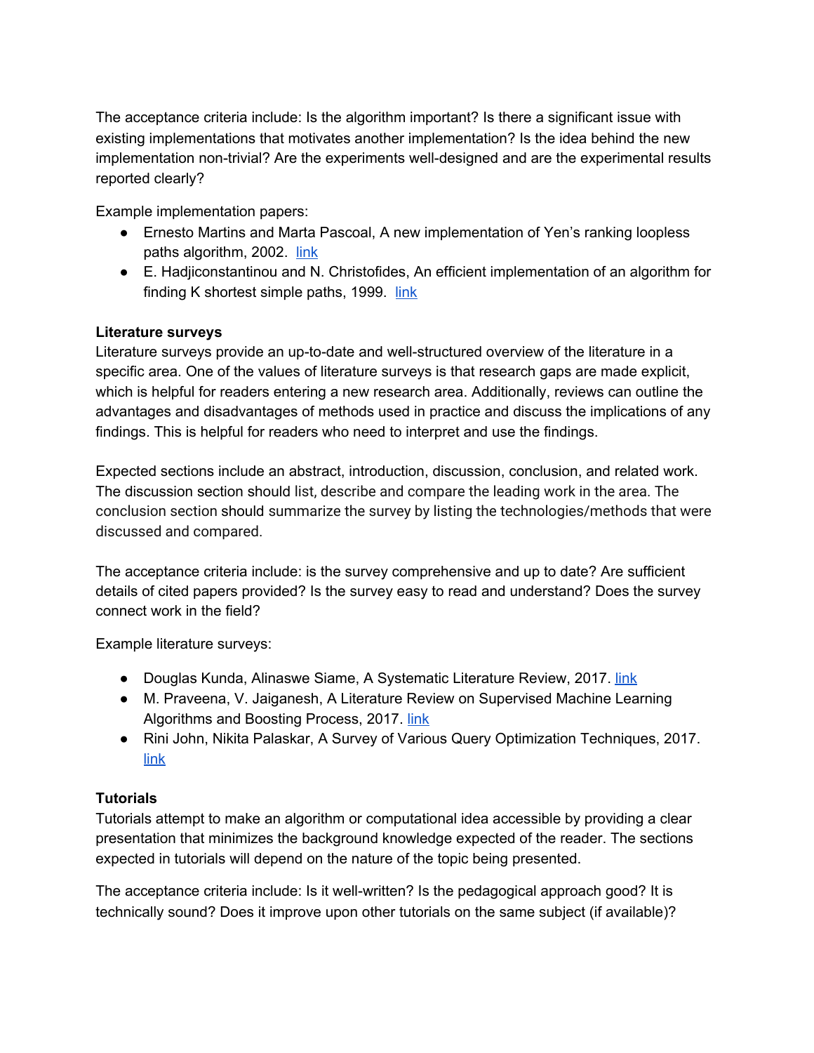The acceptance criteria include: Is the algorithm important? Is there a significant issue with existing implementations that motivates another implementation? Is the idea behind the new implementation non-trivial? Are the experiments well-designed and are the experimental results reported clearly?

Example implementation papers:

- Ernesto Martins and Marta Pascoal, A new implementation of Yen's ranking loopless paths algorithm, 2002. link
- E. Hadjiconstantinou and N. Christofides, An efficient implementation of an algorithm for finding K shortest simple paths, 1999. link

**Literature surveys**

Literature surveys provide an up-to-date and well-structured overview of the literature in a specific area. One of the values of literature surveys is that research gaps are made explicit, which is helpful for readers entering a new research area. Additionally, reviews can outline the advantages and disadvantages of methods used in practice and discuss the implications of any findings. This is helpful for readers who need to interpret and use the findings.

Expected sections include an abstract, introduction, discussion, conclusion, and related work. The discussion section should list, describe and compare the leading work in the area. The conclusion section should summarize the survey by listing the technologies/methods that were discussed and compared.

The acceptance criteria include: is the survey comprehensive and up to date? Are sufficient details of cited papers provided? Is the survey easy to read and understand? Does the survey connect work in the field?

Example literature surveys:

- Douglas Kunda, Alinaswe Siame, A Systematic Literature Review, 2017. link
- M. Praveena, V. Jaiganesh, A Literature Review on Supervised Machine Learning Algorithms and Boosting Process, 2017. link
- Rini John, Nikita Palaskar, A Survey of Various Query Optimization Techniques, 2017. link

**Tutorials**

Tutorials attempt to make an algorithm or computational idea accessible by providing a clear presentation that minimizes the background knowledge expected of the reader. The sections expected in tutorials will depend on the nature of the topic being presented.

The acceptance criteria include: Is it well-written? Is the pedagogical approach good? It is technically sound? Does it improve upon other tutorials on the same subject (if available)?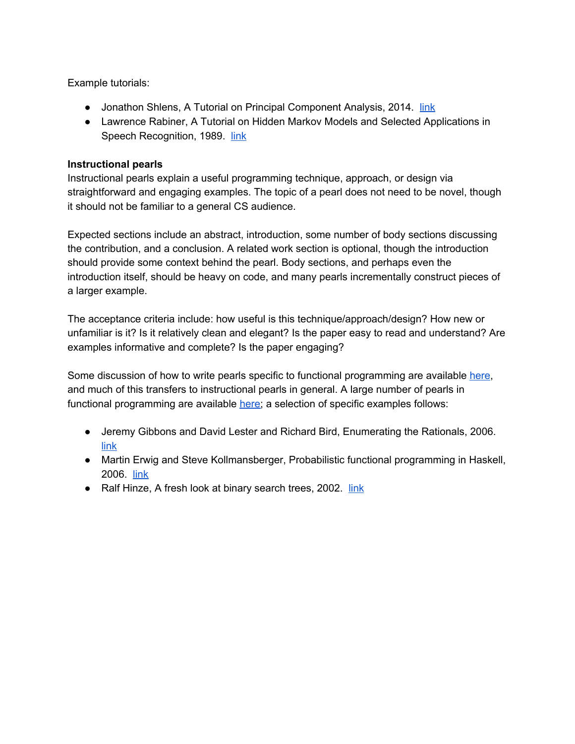Example tutorials:

- Jonathon Shlens, A Tutorial on Principal Component Analysis, 2014. [link]
- Lawrence Rabiner, A Tutorial on Hidden Markov Models and Selected Applications in Speech Recognition, 1989. [link]

**Instructional pearls**

Instructional pearls explain a useful programming technique, approach, or design via straightforward and engaging examples. The topic of a pearl does not need to be novel, though it should not be familiar to a general CS audience.

Expected sections include an abstract, introduction, some number of body sections discussing the contribution, and a conclusion. A related work section is optional, though the introduction should provide some context behind the pearl. Body sections, and perhaps even the introduction itself, should be heavy on code, and many pearls incrementally construct pieces of a larger example.

The acceptance criteria include: how useful is this technique/approach/design? How new or unfamiliar is it? Is it relatively clean and elegant? Is the paper easy to read and understand? Are examples informative and complete? Is the paper engaging?

Some discussion of how to write pearls specific to functional programming are available [here], and much of this transfers to instructional pearls in general. A large number of pearls in functional programming are available [here]; a selection of specific examples follows:

- Jeremy Gibbons and David Lester and Richard Bird, Enumerating the Rationals, 2006. [link]
- Martin Erwig and Steve Kollmansberger, Probabilistic functional programming in Haskell, 2006. [link]
- Ralf Hinze, A fresh look at binary search trees, 2002. [link]